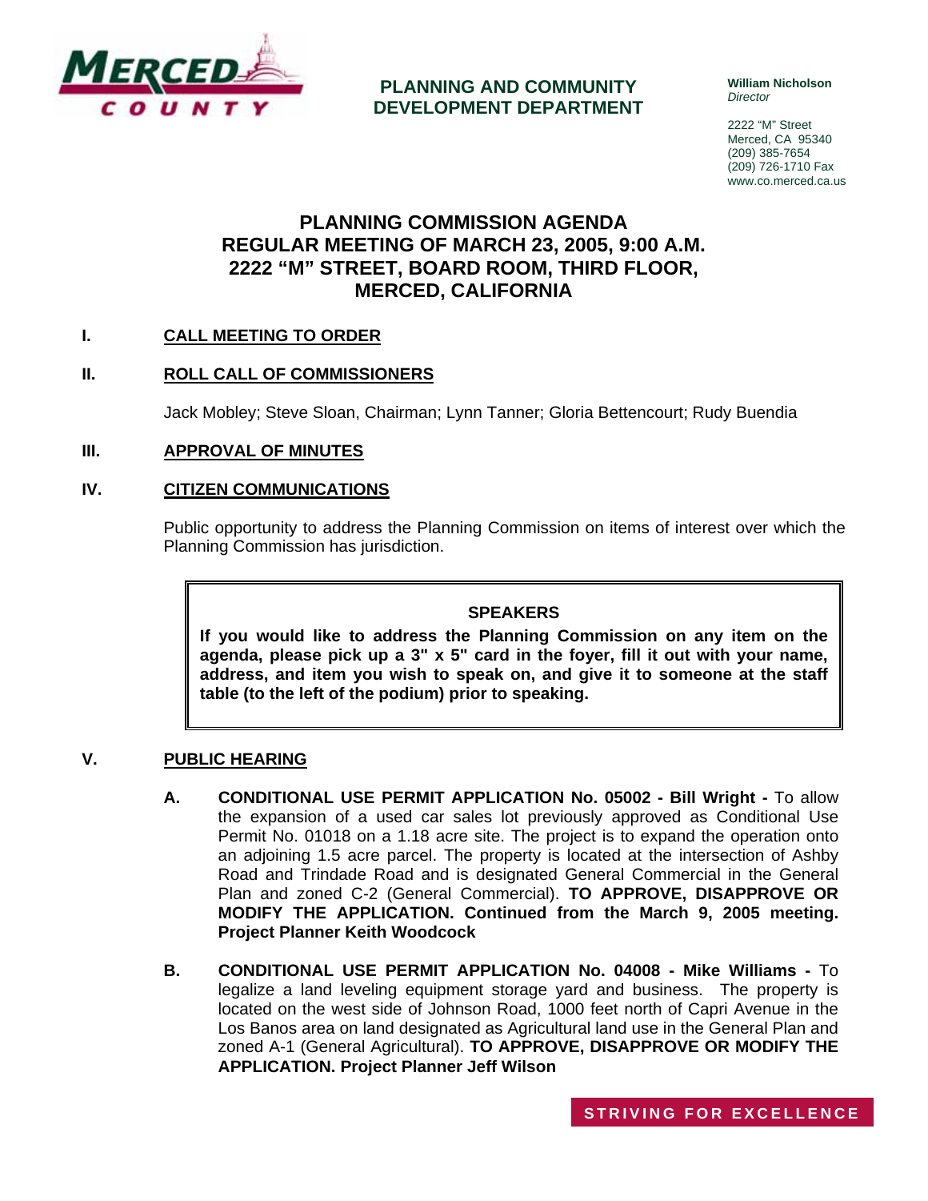MERCED COUNTY

**PLANNING AND COMMUNITY DEVELOPMENT DEPARTMENT**

**William Nicholson**
*Director*

2222 "M" Street
Merced, CA 95340
(209) 385-7654
(209) 726-1710 Fax
www.co.merced.ca.us

# PLANNING COMMISSION AGENDA
# REGULAR MEETING OF MARCH 23, 2005, 9:00 A.M.
# 2222 "M" STREET, BOARD ROOM, THIRD FLOOR, MERCED, CALIFORNIA

## I. CALL MEETING TO ORDER

## II. ROLL CALL OF COMMISSIONERS

Jack Mobley; Steve Sloan, Chairman; Lynn Tanner; Gloria Bettencourt; Rudy Buendia

## III. APPROVAL OF MINUTES

## IV. CITIZEN COMMUNICATIONS

Public opportunity to address the Planning Commission on items of interest over which the Planning Commission has jurisdiction.

> **SPEAKERS**
>
> **If you would like to address the Planning Commission on any item on the agenda, please pick up a 3" x 5" card in the foyer, fill it out with your name, address, and item you wish to speak on, and give it to someone at the staff table (to the left of the podium) prior to speaking.**

## V. PUBLIC HEARING

**A. CONDITIONAL USE PERMIT APPLICATION No. 05002 - Bill Wright -** To allow the expansion of a used car sales lot previously approved as Conditional Use Permit No. 01018 on a 1.18 acre site. The project is to expand the operation onto an adjoining 1.5 acre parcel. The property is located at the intersection of Ashby Road and Trindade Road and is designated General Commercial in the General Plan and zoned C-2 (General Commercial). **TO APPROVE, DISAPPROVE OR MODIFY THE APPLICATION. Continued from the March 9, 2005 meeting. Project Planner Keith Woodcock**

**B. CONDITIONAL USE PERMIT APPLICATION No. 04008 - Mike Williams -** To legalize a land leveling equipment storage yard and business. The property is located on the west side of Johnson Road, 1000 feet north of Capri Avenue in the Los Banos area on land designated as Agricultural land use in the General Plan and zoned A-1 (General Agricultural). **TO APPROVE, DISAPPROVE OR MODIFY THE APPLICATION. Project Planner Jeff Wilson**

STRIVING FOR EXCELLENCE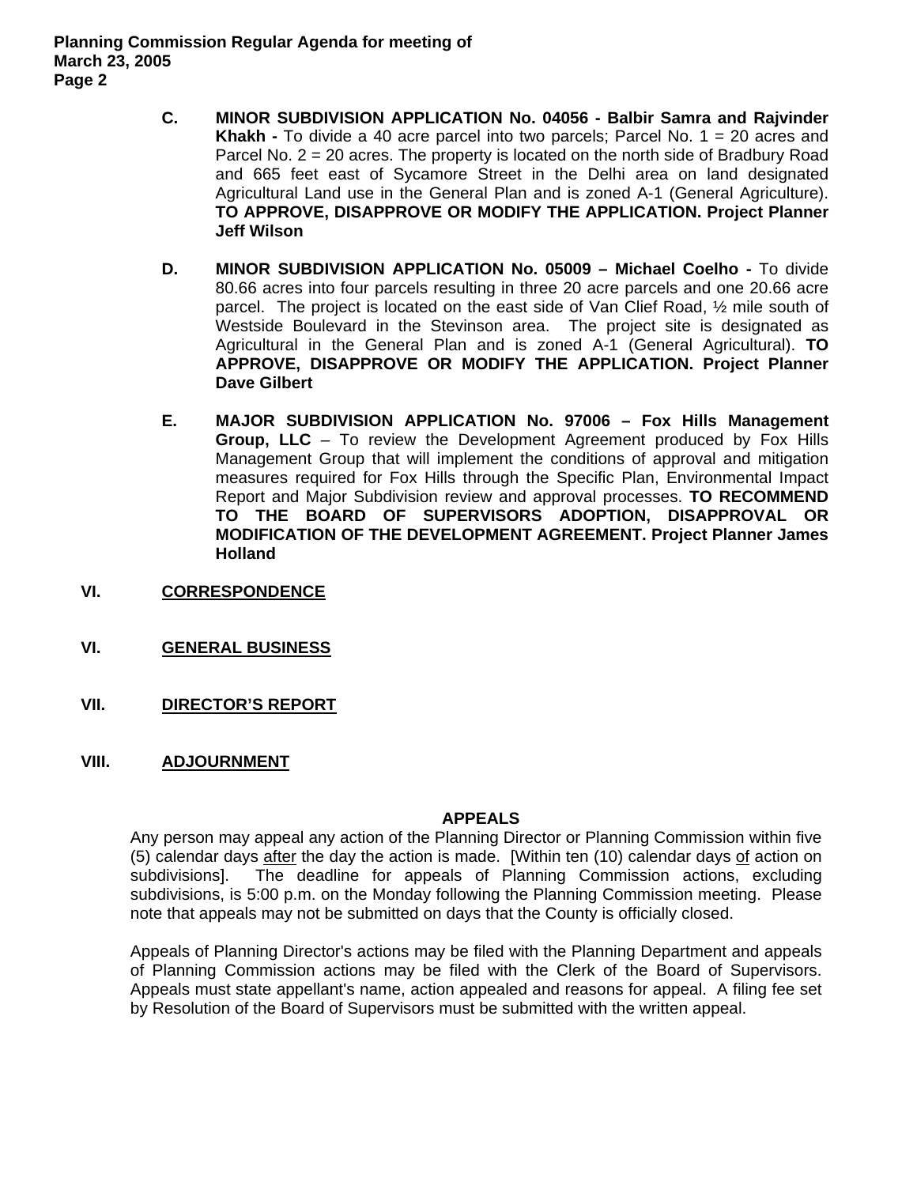C. **MINOR SUBDIVISION APPLICATION No. 04056 - Balbir Samra and Rajvinder Khakh -** To divide a 40 acre parcel into two parcels; Parcel No. 1 = 20 acres and Parcel No. 2 = 20 acres. The property is located on the north side of Bradbury Road and 665 feet east of Sycamore Street in the Delhi area on land designated Agricultural Land use in the General Plan and is zoned A-1 (General Agriculture). **TO APPROVE, DISAPPROVE OR MODIFY THE APPLICATION. Project Planner Jeff Wilson**

D. **MINOR SUBDIVISION APPLICATION No. 05009 – Michael Coelho -** To divide 80.66 acres into four parcels resulting in three 20 acre parcels and one 20.66 acre parcel. The project is located on the east side of Van Clief Road, ½ mile south of Westside Boulevard in the Stevinson area. The project site is designated as Agricultural in the General Plan and is zoned A-1 (General Agricultural). **TO APPROVE, DISAPPROVE OR MODIFY THE APPLICATION. Project Planner Dave Gilbert**

E. **MAJOR SUBDIVISION APPLICATION No. 97006 – Fox Hills Management Group, LLC** – To review the Development Agreement produced by Fox Hills Management Group that will implement the conditions of approval and mitigation measures required for Fox Hills through the Specific Plan, Environmental Impact Report and Major Subdivision review and approval processes. **TO RECOMMEND TO THE BOARD OF SUPERVISORS ADOPTION, DISAPPROVAL OR MODIFICATION OF THE DEVELOPMENT AGREEMENT. Project Planner James Holland**

**VI. CORRESPONDENCE**

**VI. GENERAL BUSINESS**

**VII. DIRECTOR'S REPORT**

**VIII. ADJOURNMENT**

**APPEALS**

Any person may appeal any action of the Planning Director or Planning Commission within five (5) calendar days after the day the action is made. [Within ten (10) calendar days of action on subdivisions]. The deadline for appeals of Planning Commission actions, excluding subdivisions, is 5:00 p.m. on the Monday following the Planning Commission meeting. Please note that appeals may not be submitted on days that the County is officially closed.

Appeals of Planning Director's actions may be filed with the Planning Department and appeals of Planning Commission actions may be filed with the Clerk of the Board of Supervisors. Appeals must state appellant's name, action appealed and reasons for appeal. A filing fee set by Resolution of the Board of Supervisors must be submitted with the written appeal.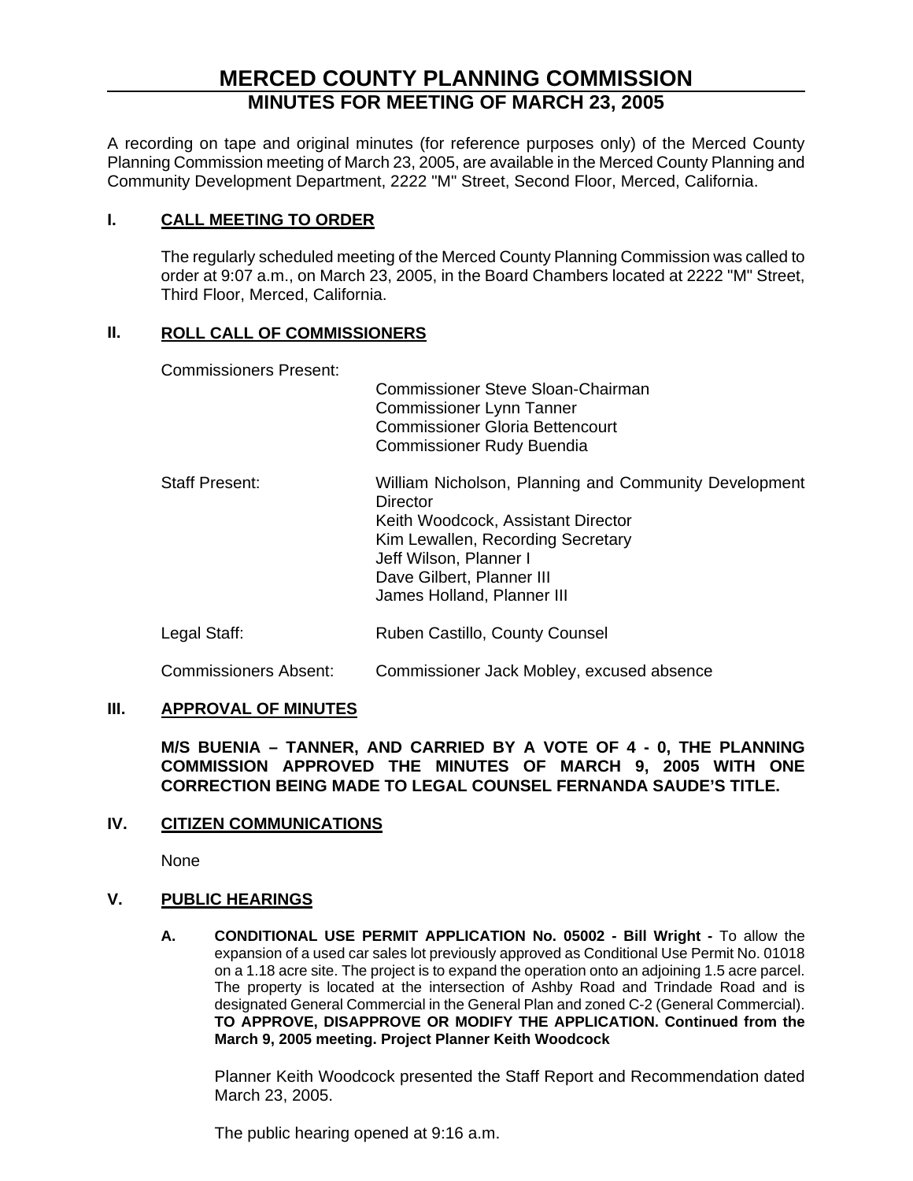# MERCED COUNTY PLANNING COMMISSION

## MINUTES FOR MEETING OF MARCH 23, 2005

A recording on tape and original minutes (for reference purposes only) of the Merced County Planning Commission meeting of March 23, 2005, are available in the Merced County Planning and Community Development Department, 2222 "M" Street, Second Floor, Merced, California.

### I. CALL MEETING TO ORDER

The regularly scheduled meeting of the Merced County Planning Commission was called to order at 9:07 a.m., on March 23, 2005, in the Board Chambers located at 2222 "M" Street, Third Floor, Merced, California.

### II. ROLL CALL OF COMMISSIONERS

Commissioners Present:
- Commissioner Steve Sloan-Chairman
- Commissioner Lynn Tanner
- Commissioner Gloria Bettencourt
- Commissioner Rudy Buendia

Staff Present:
- William Nicholson, Planning and Community Development Director
- Keith Woodcock, Assistant Director
- Kim Lewallen, Recording Secretary
- Jeff Wilson, Planner I
- Dave Gilbert, Planner III
- James Holland, Planner III

Legal Staff: Ruben Castillo, County Counsel

Commissioners Absent: Commissioner Jack Mobley, excused absence

### III. APPROVAL OF MINUTES

**M/S BUENIA – TANNER, AND CARRIED BY A VOTE OF 4 - 0, THE PLANNING COMMISSION APPROVED THE MINUTES OF MARCH 9, 2005 WITH ONE CORRECTION BEING MADE TO LEGAL COUNSEL FERNANDA SAUDE'S TITLE.**

### IV. CITIZEN COMMUNICATIONS

None

### V. PUBLIC HEARINGS

**A. CONDITIONAL USE PERMIT APPLICATION No. 05002 - Bill Wright -** To allow the expansion of a used car sales lot previously approved as Conditional Use Permit No. 01018 on a 1.18 acre site. The project is to expand the operation onto an adjoining 1.5 acre parcel. The property is located at the intersection of Ashby Road and Trindade Road and is designated General Commercial in the General Plan and zoned C-2 (General Commercial). **TO APPROVE, DISAPPROVE OR MODIFY THE APPLICATION. Continued from the March 9, 2005 meeting. Project Planner Keith Woodcock**

Planner Keith Woodcock presented the Staff Report and Recommendation dated March 23, 2005.

The public hearing opened at 9:16 a.m.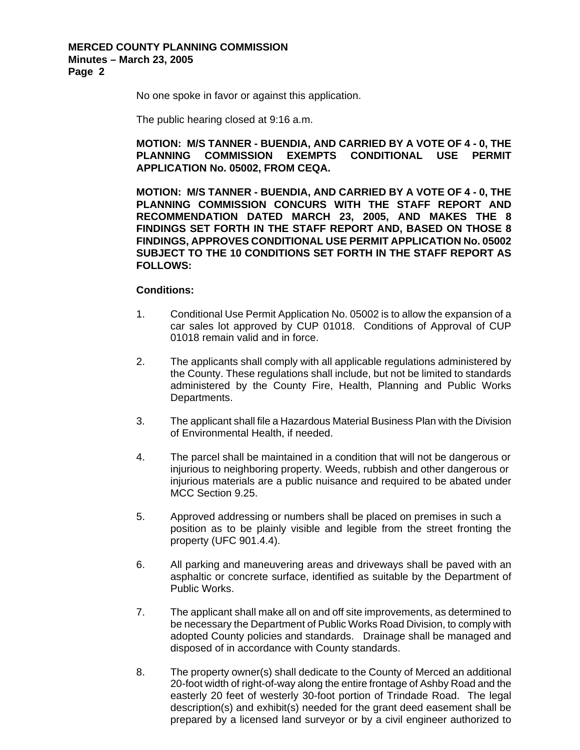No one spoke in favor or against this application.

The public hearing closed at 9:16 a.m.

**MOTION: M/S TANNER - BUENDIA, AND CARRIED BY A VOTE OF 4 - 0, THE PLANNING COMMISSION EXEMPTS CONDITIONAL USE PERMIT APPLICATION No. 05002, FROM CEQA.**

**MOTION: M/S TANNER - BUENDIA, AND CARRIED BY A VOTE OF 4 - 0, THE PLANNING COMMISSION CONCURS WITH THE STAFF REPORT AND RECOMMENDATION DATED MARCH 23, 2005, AND MAKES THE 8 FINDINGS SET FORTH IN THE STAFF REPORT AND, BASED ON THOSE 8 FINDINGS, APPROVES CONDITIONAL USE PERMIT APPLICATION No. 05002 SUBJECT TO THE 10 CONDITIONS SET FORTH IN THE STAFF REPORT AS FOLLOWS:**

**Conditions:**

1. Conditional Use Permit Application No. 05002 is to allow the expansion of a car sales lot approved by CUP 01018. Conditions of Approval of CUP 01018 remain valid and in force.

2. The applicants shall comply with all applicable regulations administered by the County. These regulations shall include, but not be limited to standards administered by the County Fire, Health, Planning and Public Works Departments.

3. The applicant shall file a Hazardous Material Business Plan with the Division of Environmental Health, if needed.

4. The parcel shall be maintained in a condition that will not be dangerous or injurious to neighboring property. Weeds, rubbish and other dangerous or injurious materials are a public nuisance and required to be abated under MCC Section 9.25.

5. Approved addressing or numbers shall be placed on premises in such a position as to be plainly visible and legible from the street fronting the property (UFC 901.4.4).

6. All parking and maneuvering areas and driveways shall be paved with an asphaltic or concrete surface, identified as suitable by the Department of Public Works.

7. The applicant shall make all on and off site improvements, as determined to be necessary the Department of Public Works Road Division, to comply with adopted County policies and standards. Drainage shall be managed and disposed of in accordance with County standards.

8. The property owner(s) shall dedicate to the County of Merced an additional 20-foot width of right-of-way along the entire frontage of Ashby Road and the easterly 20 feet of westerly 30-foot portion of Trindade Road. The legal description(s) and exhibit(s) needed for the grant deed easement shall be prepared by a licensed land surveyor or by a civil engineer authorized to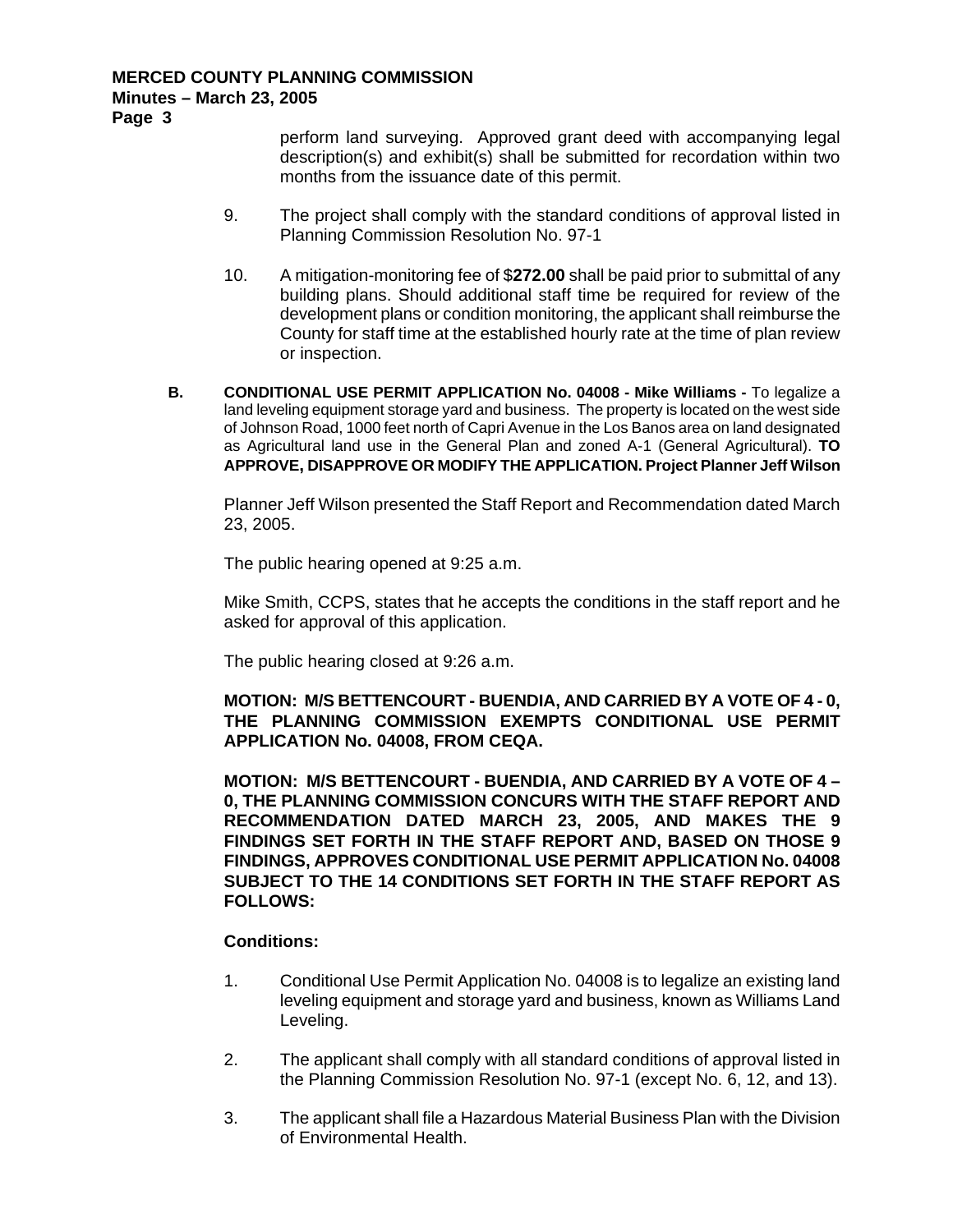perform land surveying. Approved grant deed with accompanying legal description(s) and exhibit(s) shall be submitted for recordation within two months from the issuance date of this permit.

9. The project shall comply with the standard conditions of approval listed in Planning Commission Resolution No. 97-1

10. A mitigation-monitoring fee of $**272.00** shall be paid prior to submittal of any building plans. Should additional staff time be required for review of the development plans or condition monitoring, the applicant shall reimburse the County for staff time at the established hourly rate at the time of plan review or inspection.

**B. CONDITIONAL USE PERMIT APPLICATION No. 04008 - Mike Williams -** To legalize a land leveling equipment storage yard and business. The property is located on the west side of Johnson Road, 1000 feet north of Capri Avenue in the Los Banos area on land designated as Agricultural land use in the General Plan and zoned A-1 (General Agricultural). **TO APPROVE, DISAPPROVE OR MODIFY THE APPLICATION. Project Planner Jeff Wilson**

Planner Jeff Wilson presented the Staff Report and Recommendation dated March 23, 2005.

The public hearing opened at 9:25 a.m.

Mike Smith, CCPS, states that he accepts the conditions in the staff report and he asked for approval of this application.

The public hearing closed at 9:26 a.m.

**MOTION: M/S BETTENCOURT - BUENDIA, AND CARRIED BY A VOTE OF 4 - 0, THE PLANNING COMMISSION EXEMPTS CONDITIONAL USE PERMIT APPLICATION No. 04008, FROM CEQA.**

**MOTION: M/S BETTENCOURT - BUENDIA, AND CARRIED BY A VOTE OF 4 – 0, THE PLANNING COMMISSION CONCURS WITH THE STAFF REPORT AND RECOMMENDATION DATED MARCH 23, 2005, AND MAKES THE 9 FINDINGS SET FORTH IN THE STAFF REPORT AND, BASED ON THOSE 9 FINDINGS, APPROVES CONDITIONAL USE PERMIT APPLICATION No. 04008 SUBJECT TO THE 14 CONDITIONS SET FORTH IN THE STAFF REPORT AS FOLLOWS:**

**Conditions:**

1. Conditional Use Permit Application No. 04008 is to legalize an existing land leveling equipment and storage yard and business, known as Williams Land Leveling.

2. The applicant shall comply with all standard conditions of approval listed in the Planning Commission Resolution No. 97-1 (except No. 6, 12, and 13).

3. The applicant shall file a Hazardous Material Business Plan with the Division of Environmental Health.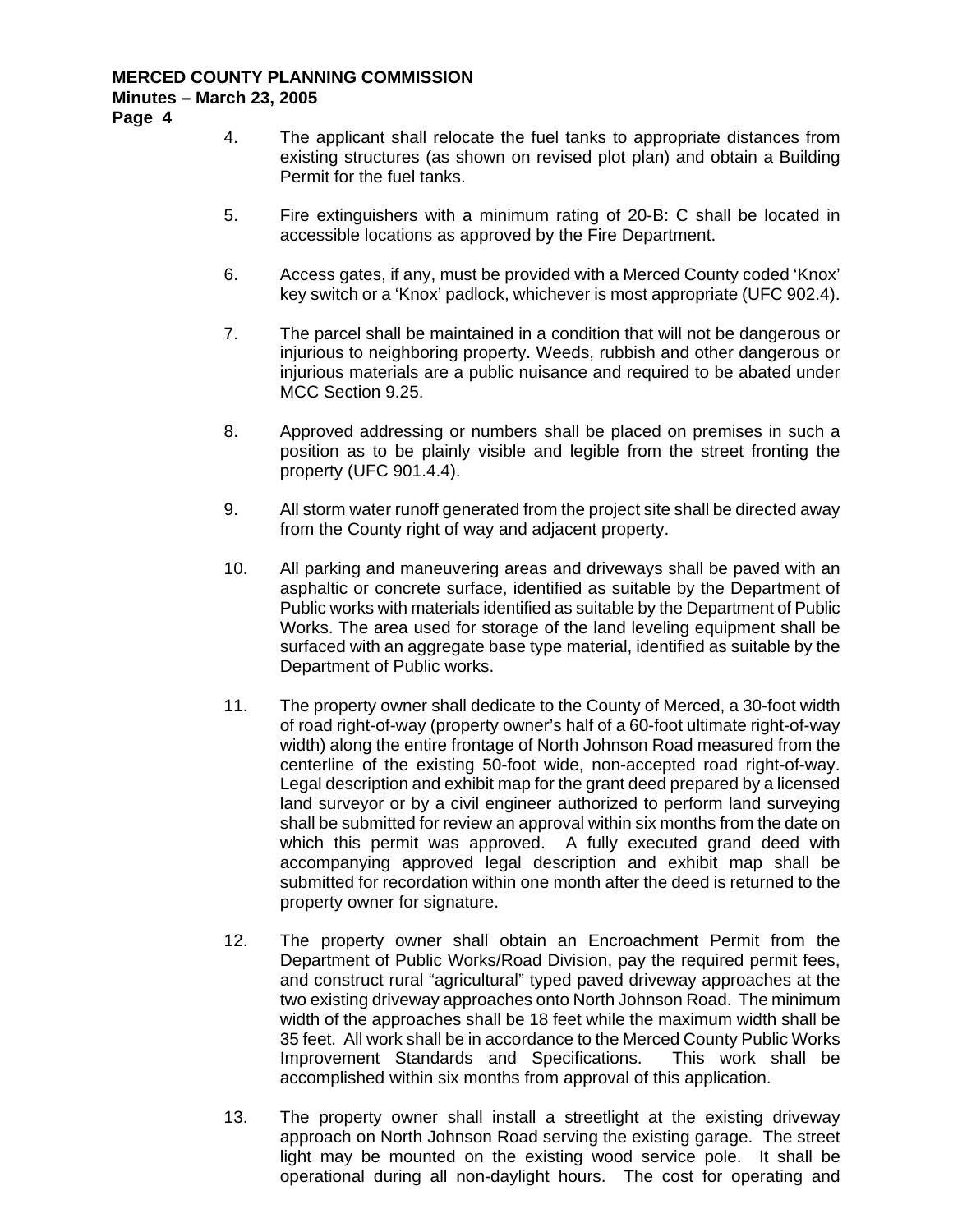4. The applicant shall relocate the fuel tanks to appropriate distances from existing structures (as shown on revised plot plan) and obtain a Building Permit for the fuel tanks.

5. Fire extinguishers with a minimum rating of 20-B: C shall be located in accessible locations as approved by the Fire Department.

6. Access gates, if any, must be provided with a Merced County coded 'Knox' key switch or a 'Knox' padlock, whichever is most appropriate (UFC 902.4).

7. The parcel shall be maintained in a condition that will not be dangerous or injurious to neighboring property. Weeds, rubbish and other dangerous or injurious materials are a public nuisance and required to be abated under MCC Section 9.25.

8. Approved addressing or numbers shall be placed on premises in such a position as to be plainly visible and legible from the street fronting the property (UFC 901.4.4).

9. All storm water runoff generated from the project site shall be directed away from the County right of way and adjacent property.

10. All parking and maneuvering areas and driveways shall be paved with an asphaltic or concrete surface, identified as suitable by the Department of Public works with materials identified as suitable by the Department of Public Works. The area used for storage of the land leveling equipment shall be surfaced with an aggregate base type material, identified as suitable by the Department of Public works.

11. The property owner shall dedicate to the County of Merced, a 30-foot width of road right-of-way (property owner's half of a 60-foot ultimate right-of-way width) along the entire frontage of North Johnson Road measured from the centerline of the existing 50-foot wide, non-accepted road right-of-way. Legal description and exhibit map for the grant deed prepared by a licensed land surveyor or by a civil engineer authorized to perform land surveying shall be submitted for review an approval within six months from the date on which this permit was approved. A fully executed grand deed with accompanying approved legal description and exhibit map shall be submitted for recordation within one month after the deed is returned to the property owner for signature.

12. The property owner shall obtain an Encroachment Permit from the Department of Public Works/Road Division, pay the required permit fees, and construct rural "agricultural" typed paved driveway approaches at the two existing driveway approaches onto North Johnson Road. The minimum width of the approaches shall be 18 feet while the maximum width shall be 35 feet. All work shall be in accordance to the Merced County Public Works Improvement Standards and Specifications. This work shall be accomplished within six months from approval of this application.

13. The property owner shall install a streetlight at the existing driveway approach on North Johnson Road serving the existing garage. The street light may be mounted on the existing wood service pole. It shall be operational during all non-daylight hours. The cost for operating and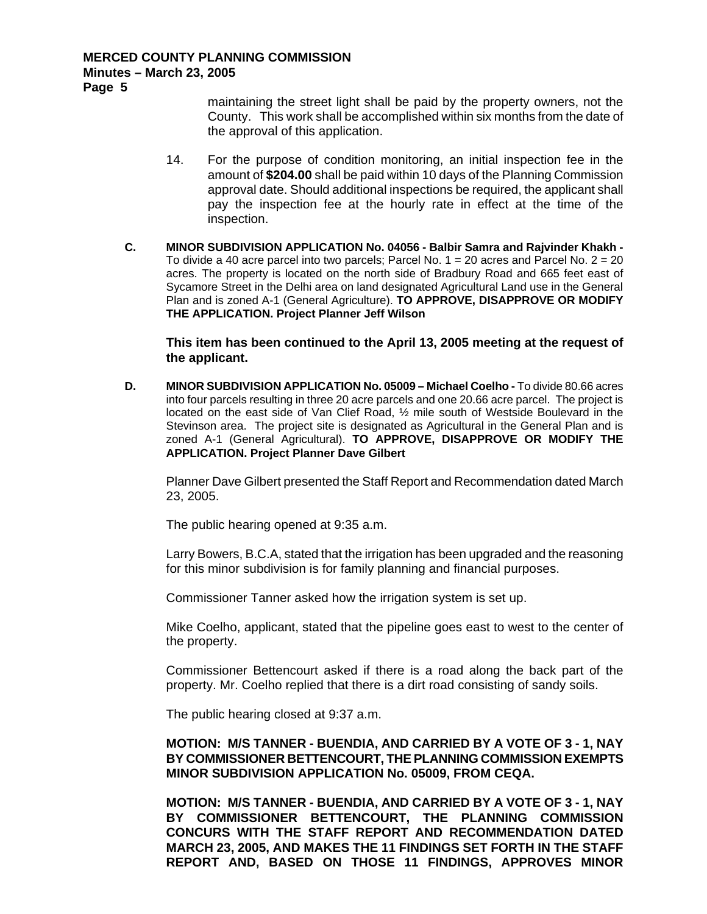maintaining the street light shall be paid by the property owners, not the County. This work shall be accomplished within six months from the date of the approval of this application.

14. For the purpose of condition monitoring, an initial inspection fee in the amount of **$204.00** shall be paid within 10 days of the Planning Commission approval date. Should additional inspections be required, the applicant shall pay the inspection fee at the hourly rate in effect at the time of the inspection.

**C. MINOR SUBDIVISION APPLICATION No. 04056 - Balbir Samra and Rajvinder Khakh -** To divide a 40 acre parcel into two parcels; Parcel No. 1 = 20 acres and Parcel No. 2 = 20 acres. The property is located on the north side of Bradbury Road and 665 feet east of Sycamore Street in the Delhi area on land designated Agricultural Land use in the General Plan and is zoned A-1 (General Agriculture). **TO APPROVE, DISAPPROVE OR MODIFY THE APPLICATION. Project Planner Jeff Wilson**

**This item has been continued to the April 13, 2005 meeting at the request of the applicant.**

**D. MINOR SUBDIVISION APPLICATION No. 05009 – Michael Coelho -** To divide 80.66 acres into four parcels resulting in three 20 acre parcels and one 20.66 acre parcel. The project is located on the east side of Van Clief Road, ½ mile south of Westside Boulevard in the Stevinson area. The project site is designated as Agricultural in the General Plan and is zoned A-1 (General Agricultural). **TO APPROVE, DISAPPROVE OR MODIFY THE APPLICATION. Project Planner Dave Gilbert**

Planner Dave Gilbert presented the Staff Report and Recommendation dated March 23, 2005.

The public hearing opened at 9:35 a.m.

Larry Bowers, B.C.A, stated that the irrigation has been upgraded and the reasoning for this minor subdivision is for family planning and financial purposes.

Commissioner Tanner asked how the irrigation system is set up.

Mike Coelho, applicant, stated that the pipeline goes east to west to the center of the property.

Commissioner Bettencourt asked if there is a road along the back part of the property. Mr. Coelho replied that there is a dirt road consisting of sandy soils.

The public hearing closed at 9:37 a.m.

**MOTION: M/S TANNER - BUENDIA, AND CARRIED BY A VOTE OF 3 - 1, NAY BY COMMISSIONER BETTENCOURT, THE PLANNING COMMISSION EXEMPTS MINOR SUBDIVISION APPLICATION No. 05009, FROM CEQA.**

**MOTION: M/S TANNER - BUENDIA, AND CARRIED BY A VOTE OF 3 - 1, NAY BY COMMISSIONER BETTENCOURT, THE PLANNING COMMISSION CONCURS WITH THE STAFF REPORT AND RECOMMENDATION DATED MARCH 23, 2005, AND MAKES THE 11 FINDINGS SET FORTH IN THE STAFF REPORT AND, BASED ON THOSE 11 FINDINGS, APPROVES MINOR**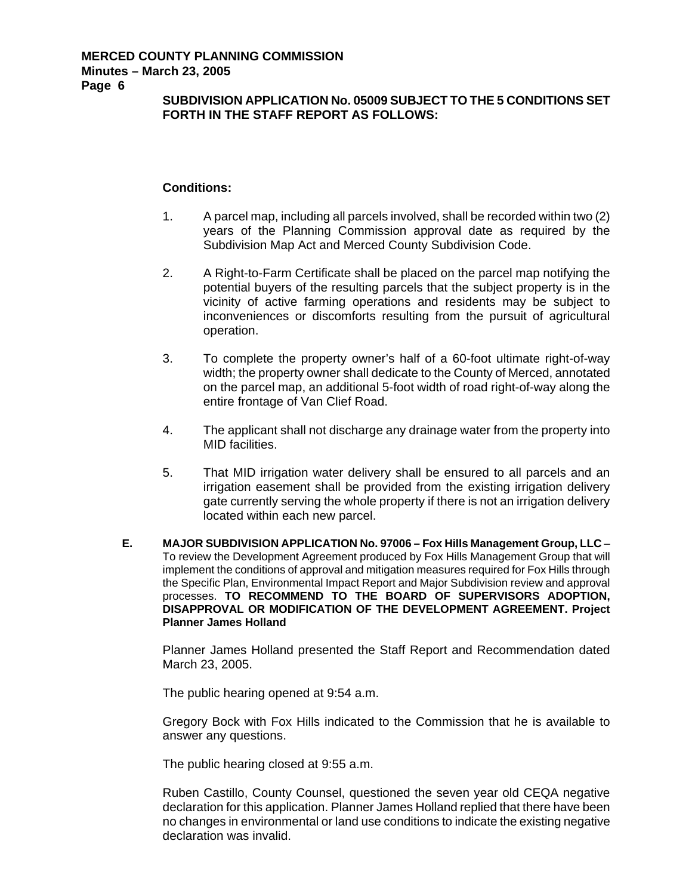**SUBDIVISION APPLICATION No. 05009 SUBJECT TO THE 5 CONDITIONS SET FORTH IN THE STAFF REPORT AS FOLLOWS:**

**Conditions:**

1. A parcel map, including all parcels involved, shall be recorded within two (2) years of the Planning Commission approval date as required by the Subdivision Map Act and Merced County Subdivision Code.

2. A Right-to-Farm Certificate shall be placed on the parcel map notifying the potential buyers of the resulting parcels that the subject property is in the vicinity of active farming operations and residents may be subject to inconveniences or discomforts resulting from the pursuit of agricultural operation.

3. To complete the property owner's half of a 60-foot ultimate right-of-way width; the property owner shall dedicate to the County of Merced, annotated on the parcel map, an additional 5-foot width of road right-of-way along the entire frontage of Van Clief Road.

4. The applicant shall not discharge any drainage water from the property into MID facilities.

5. That MID irrigation water delivery shall be ensured to all parcels and an irrigation easement shall be provided from the existing irrigation delivery gate currently serving the whole property if there is not an irrigation delivery located within each new parcel.

**E. MAJOR SUBDIVISION APPLICATION No. 97006 – Fox Hills Management Group, LLC** – To review the Development Agreement produced by Fox Hills Management Group that will implement the conditions of approval and mitigation measures required for Fox Hills through the Specific Plan, Environmental Impact Report and Major Subdivision review and approval processes. **TO RECOMMEND TO THE BOARD OF SUPERVISORS ADOPTION, DISAPPROVAL OR MODIFICATION OF THE DEVELOPMENT AGREEMENT. Project Planner James Holland**

Planner James Holland presented the Staff Report and Recommendation dated March 23, 2005.

The public hearing opened at 9:54 a.m.

Gregory Bock with Fox Hills indicated to the Commission that he is available to answer any questions.

The public hearing closed at 9:55 a.m.

Ruben Castillo, County Counsel, questioned the seven year old CEQA negative declaration for this application. Planner James Holland replied that there have been no changes in environmental or land use conditions to indicate the existing negative declaration was invalid.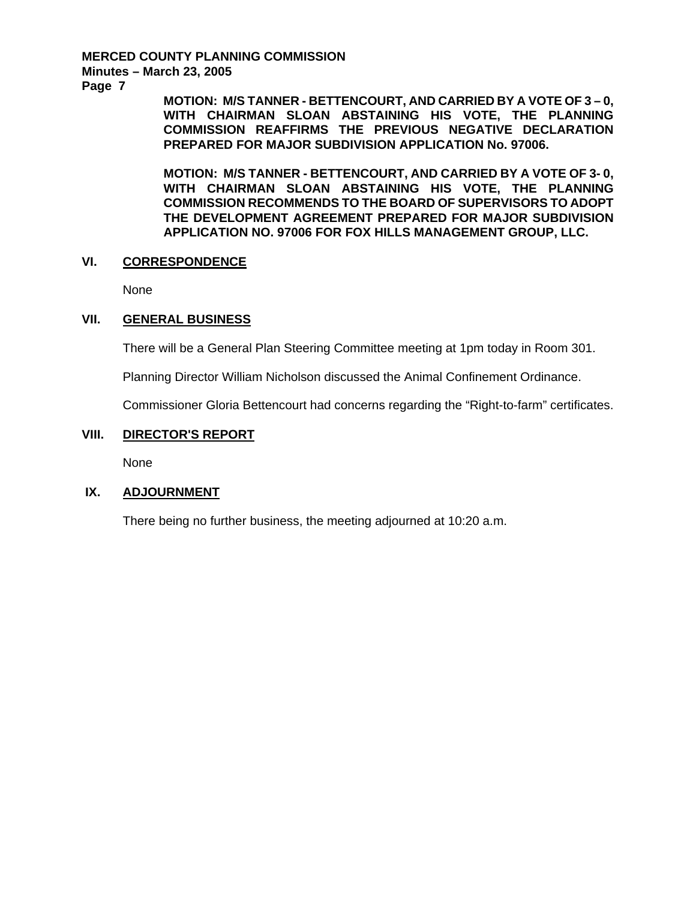**MOTION: M/S TANNER - BETTENCOURT, AND CARRIED BY A VOTE OF 3 – 0, WITH CHAIRMAN SLOAN ABSTAINING HIS VOTE, THE PLANNING COMMISSION REAFFIRMS THE PREVIOUS NEGATIVE DECLARATION PREPARED FOR MAJOR SUBDIVISION APPLICATION No. 97006.**

**MOTION: M/S TANNER - BETTENCOURT, AND CARRIED BY A VOTE OF 3- 0, WITH CHAIRMAN SLOAN ABSTAINING HIS VOTE, THE PLANNING COMMISSION RECOMMENDS TO THE BOARD OF SUPERVISORS TO ADOPT THE DEVELOPMENT AGREEMENT PREPARED FOR MAJOR SUBDIVISION APPLICATION NO. 97006 FOR FOX HILLS MANAGEMENT GROUP, LLC.**

## VI. CORRESPONDENCE

None

## VII. GENERAL BUSINESS

There will be a General Plan Steering Committee meeting at 1pm today in Room 301.

Planning Director William Nicholson discussed the Animal Confinement Ordinance.

Commissioner Gloria Bettencourt had concerns regarding the "Right-to-farm" certificates.

## VIII. DIRECTOR'S REPORT

None

## IX. ADJOURNMENT

There being no further business, the meeting adjourned at 10:20 a.m.